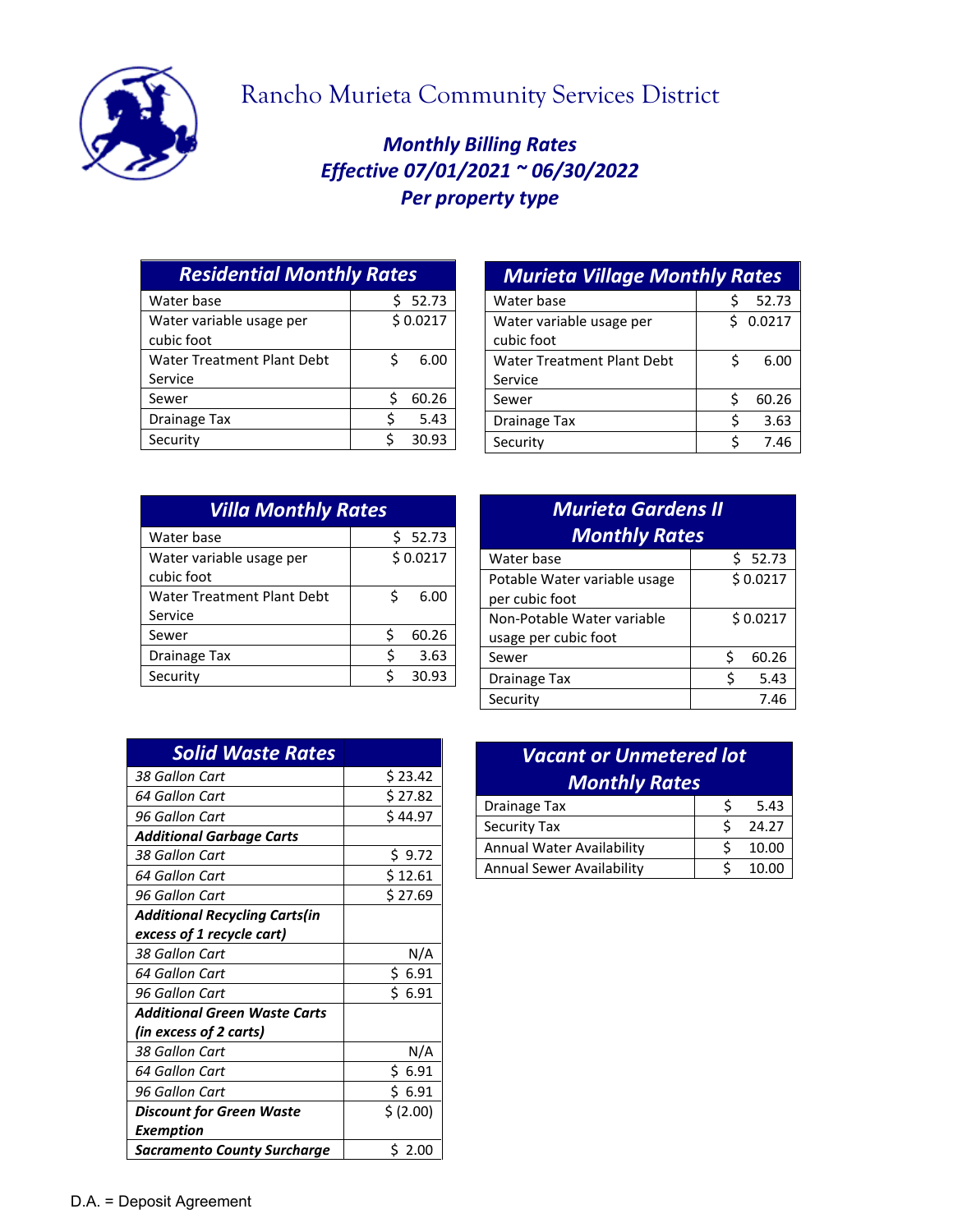# Rancho Murieta Community Services District

## *Monthly Billing Rates*
## *Effective 07/01/2021 ~ 06/30/2022*
## *Per property type*

| ***Residential Monthly Rates*** | |
|---|---|
| Water base | $ 52.73 |
| Water variable usage per cubic foot | $ 0.0217 |
| Water Treatment Plant Debt Service | $ 6.00 |
| Sewer | $ 60.26 |
| Drainage Tax | $ 5.43 |
| Security | $ 30.93 |

| ***Murieta Village Monthly Rates*** | |
|---|---|
| Water base | $ 52.73 |
| Water variable usage per cubic foot | $ 0.0217 |
| Water Treatment Plant Debt Service | $ 6.00 |
| Sewer | $ 60.26 |
| Drainage Tax | $ 3.63 |
| Security | $ 7.46 |

| ***Villa Monthly Rates*** | |
|---|---|
| Water base | $ 52.73 |
| Water variable usage per cubic foot | $ 0.0217 |
| Water Treatment Plant Debt Service | $ 6.00 |
| Sewer | $ 60.26 |
| Drainage Tax | $ 3.63 |
| Security | $ 30.93 |

| ***Murieta Gardens II Monthly Rates*** | |
|---|---|
| Water base | $ 52.73 |
| Potable Water variable usage per cubic foot | $ 0.0217 |
| Non-Potable Water variable usage per cubic foot | $ 0.0217 |
| Sewer | $ 60.26 |
| Drainage Tax | $ 5.43 |
| Security | 7.46 |

| ***Solid Waste Rates*** | |
|---|---|
| *38 Gallon Cart* | $ 23.42 |
| *64 Gallon Cart* | $ 27.82 |
| *96 Gallon Cart* | $ 44.97 |
| ***Additional Garbage Carts*** | |
| *38 Gallon Cart* | $ 9.72 |
| *64 Gallon Cart* | $ 12.61 |
| *96 Gallon Cart* | $ 27.69 |
| ***Additional Recycling Carts(in excess of 1 recycle cart)*** | |
| *38 Gallon Cart* | N/A |
| *64 Gallon Cart* | $ 6.91 |
| *96 Gallon Cart* | $ 6.91 |
| ***Additional Green Waste Carts (in excess of 2 carts)*** | |
| *38 Gallon Cart* | N/A |
| *64 Gallon Cart* | $ 6.91 |
| *96 Gallon Cart* | $ 6.91 |
| ***Discount for Green Waste Exemption*** | $ (2.00) |
| ***Sacramento County Surcharge*** | $ 2.00 |

| ***Vacant or Unmetered lot Monthly Rates*** | |
|---|---|
| Drainage Tax | $ 5.43 |
| Security Tax | $ 24.27 |
| Annual Water Availability | $ 10.00 |
| Annual Sewer Availability | $ 10.00 |

D.A. = Deposit Agreement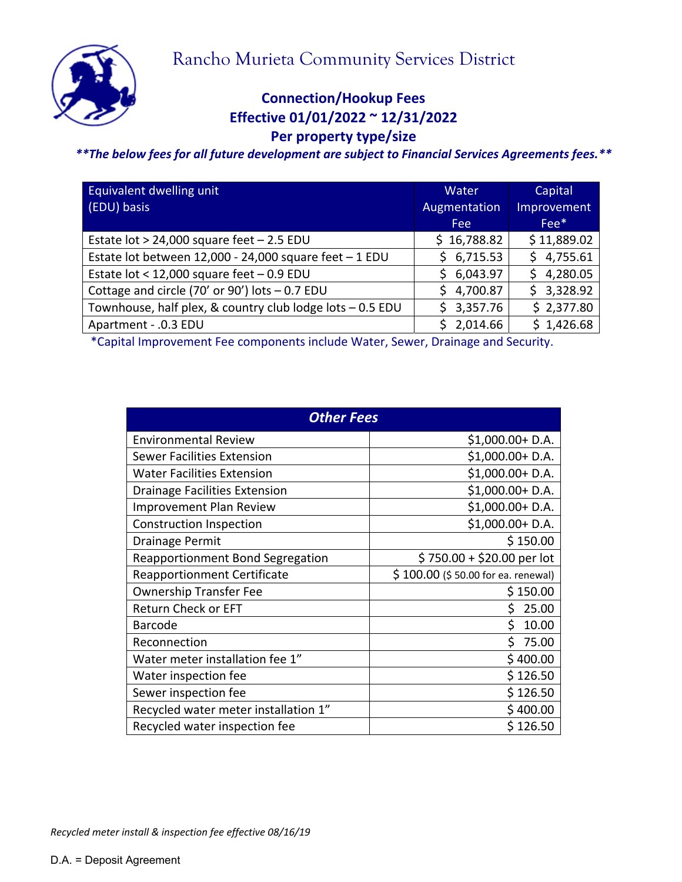# Rancho Murieta Community Services District

## Connection/Hookup Fees
## Effective 01/01/2022 ~ 12/31/2022
## Per property type/size

***\*\*The below fees for all future development are subject to Financial Services Agreements fees.\*\****

| Equivalent dwelling unit (EDU) basis | Water Augmentation Fee | Capital Improvement Fee* |
|---|---|---|
| Estate lot > 24,000 square feet – 2.5 EDU | $ 16,788.82 | $ 11,889.02 |
| Estate lot between 12,000 - 24,000 square feet – 1 EDU | $ 6,715.53 | $ 4,755.61 |
| Estate lot < 12,000 square feet – 0.9 EDU | $ 6,043.97 | $ 4,280.05 |
| Cottage and circle (70' or 90') lots – 0.7 EDU | $ 4,700.87 | $ 3,328.92 |
| Townhouse, half plex, & country club lodge lots – 0.5 EDU | $ 3,357.76 | $ 2,377.80 |
| Apartment - .0.3 EDU | $ 2,014.66 | $ 1,426.68 |

*Capital Improvement Fee components include Water, Sewer, Drainage and Security.

| ***Other Fees*** | |
|---|---|
| Environmental Review | $1,000.00+ D.A. |
| Sewer Facilities Extension | $1,000.00+ D.A. |
| Water Facilities Extension | $1,000.00+ D.A. |
| Drainage Facilities Extension | $1,000.00+ D.A. |
| Improvement Plan Review | $1,000.00+ D.A. |
| Construction Inspection | $1,000.00+ D.A. |
| Drainage Permit | $ 150.00 |
| Reapportionment Bond Segregation | $ 750.00 + $20.00 per lot |
| Reapportionment Certificate | $ 100.00 ($ 50.00 for ea. renewal) |
| Ownership Transfer Fee | $ 150.00 |
| Return Check or EFT | $ 25.00 |
| Barcode | $ 10.00 |
| Reconnection | $ 75.00 |
| Water meter installation fee 1" | $ 400.00 |
| Water inspection fee | $ 126.50 |
| Sewer inspection fee | $ 126.50 |
| Recycled water meter installation 1" | $ 400.00 |
| Recycled water inspection fee | $ 126.50 |

*Recycled meter install & inspection fee effective 08/16/19*

D.A. = Deposit Agreement